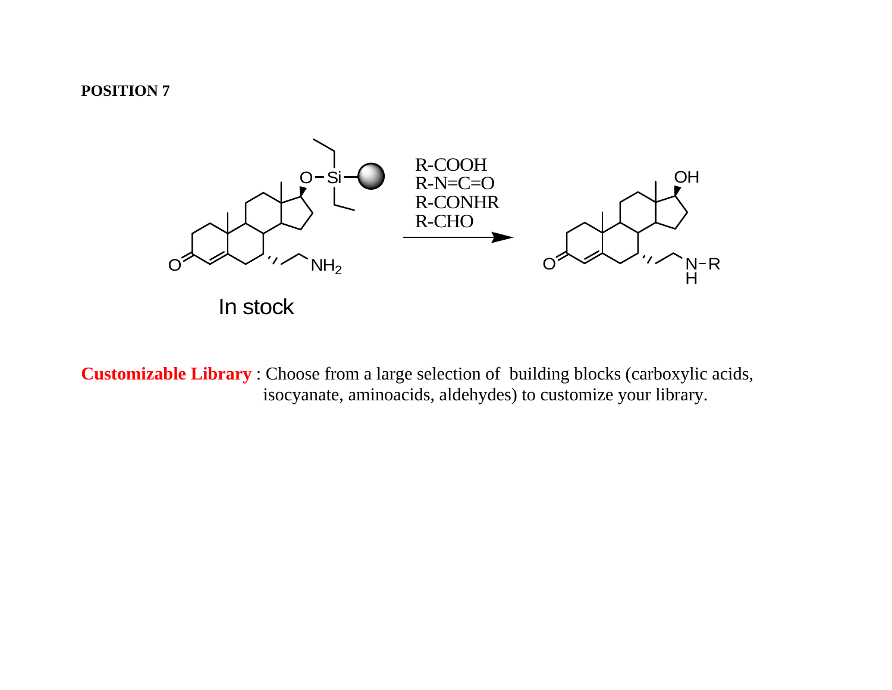**POSITION 7**

R-COOH
R-N=C=O
R-CONHR
R-CHO

In stock

**Customizable Library** : Choose from a large selection of building blocks (carboxylic acids, isocyanate, aminoacids, aldehydes) to customize your library.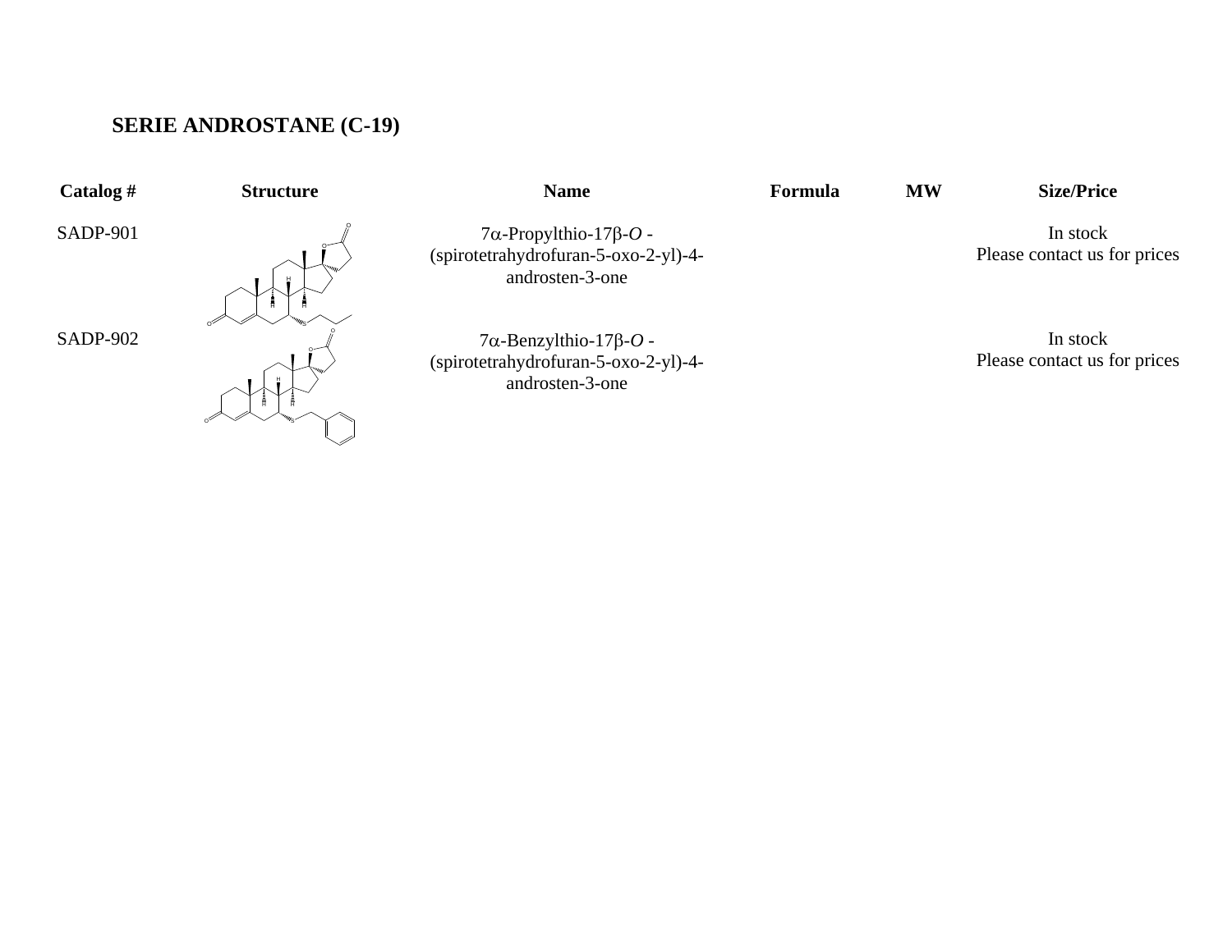**SERIE ANDROSTANE (C-19)**

| Catalog # | Structure | Name | Formula | MW | Size/Price |
|---|---|---|---|---|---|
| SADP-901 | | 7α-Propylthio-17β-*O* -(spirotetrahydrofuran-5-oxo-2-yl)-4-androsten-3-one | | | In stock<br>Please contact us for prices |
| SADP-902 | | 7α-Benzylthio-17β-*O* -(spirotetrahydrofuran-5-oxo-2-yl)-4-androsten-3-one | | | In stock<br>Please contact us for prices |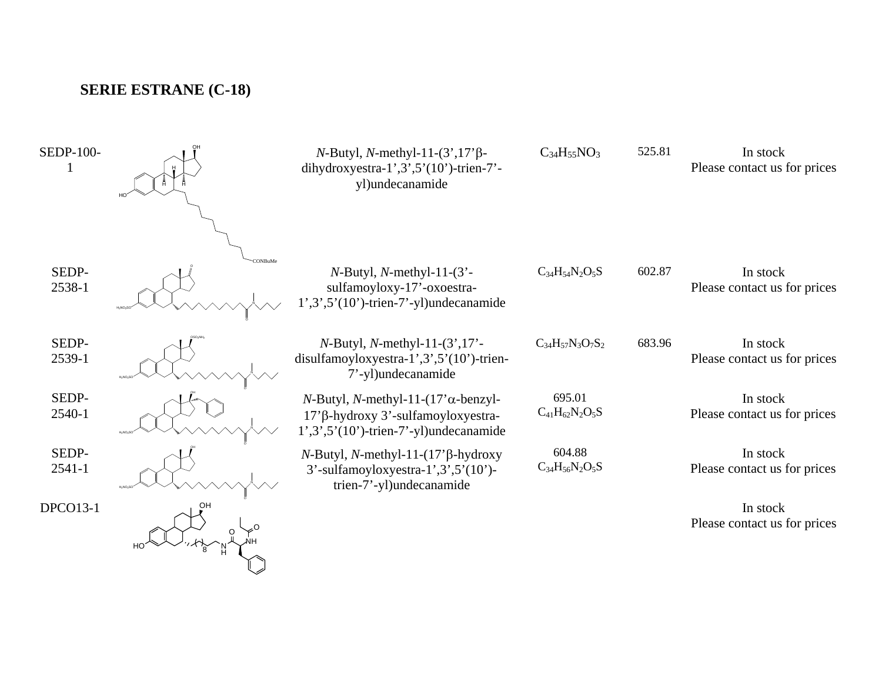# SERIE ESTRANE (C-18)

| Code | Structure | Name | Formula | MW | Availability |
|---|---|---|---|---|---|
| SEDP-100-1 | | *N*-Butyl, *N*-methyl-11-(3’,17’β-dihydroxyestra-1’,3’,5’(10’)-trien-7’-yl)undecanamide | $C_{34}H_{55}NO_3$ | 525.81 | In stock<br>Please contact us for prices |
| SEDP-2538-1 | | *N*-Butyl, *N*-methyl-11-(3’-sulfamoyloxy-17’-oxoestra-1’,3’,5’(10’)-trien-7’-yl)undecanamide | $C_{34}H_{54}N_2O_5S$ | 602.87 | In stock<br>Please contact us for prices |
| SEDP-2539-1 | | *N*-Butyl, *N*-methyl-11-(3’,17’-disulfamoyloxyestra-1’,3’,5’(10’)-trien-7’-yl)undecanamide | $C_{34}H_{57}N_3O_7S_2$ | 683.96 | In stock<br>Please contact us for prices |
| SEDP-2540-1 | | *N*-Butyl, *N*-methyl-11-(17’α-benzyl-17’β-hydroxy 3’-sulfamoyloxyestra-1’,3’,5’(10’)-trien-7’-yl)undecanamide | 695.01<br>$C_{41}H_{62}N_2O_5S$ | | In stock<br>Please contact us for prices |
| SEDP-2541-1 | | *N*-Butyl, *N*-methyl-11-(17’β-hydroxy 3’-sulfamoyloxyestra-1’,3’,5’(10’)-trien-7’-yl)undecanamide | 604.88<br>$C_{34}H_{56}N_2O_5S$ | | In stock<br>Please contact us for prices |
| DPCO13-1 | | | | | In stock<br>Please contact us for prices |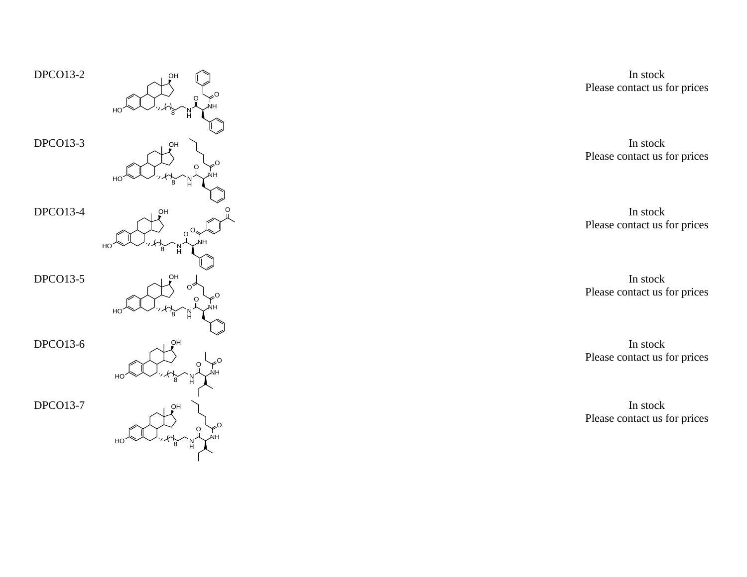| | | |
|---|---|---|
| DPCO13-2 | | In stock<br>Please contact us for prices |
| DPCO13-3 | | In stock<br>Please contact us for prices |
| DPCO13-4 | | In stock<br>Please contact us for prices |
| DPCO13-5 | | In stock<br>Please contact us for prices |
| DPCO13-6 | | In stock<br>Please contact us for prices |
| DPCO13-7 | | In stock<br>Please contact us for prices |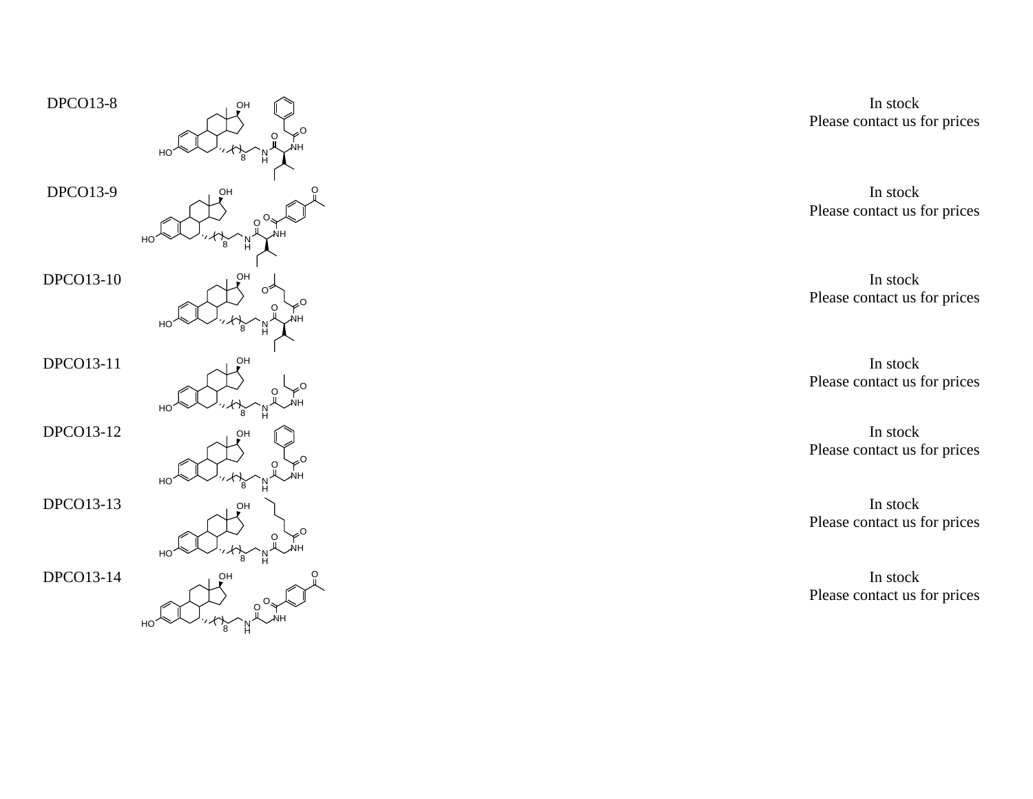| | | |
|---|---|---|
| DPCO13-8 | | In stock<br>Please contact us for prices |
| DPCO13-9 | | In stock<br>Please contact us for prices |
| DPCO13-10 | | In stock<br>Please contact us for prices |
| DPCO13-11 | | In stock<br>Please contact us for prices |
| DPCO13-12 | | In stock<br>Please contact us for prices |
| DPCO13-13 | | In stock<br>Please contact us for prices |
| DPCO13-14 | | In stock<br>Please contact us for prices |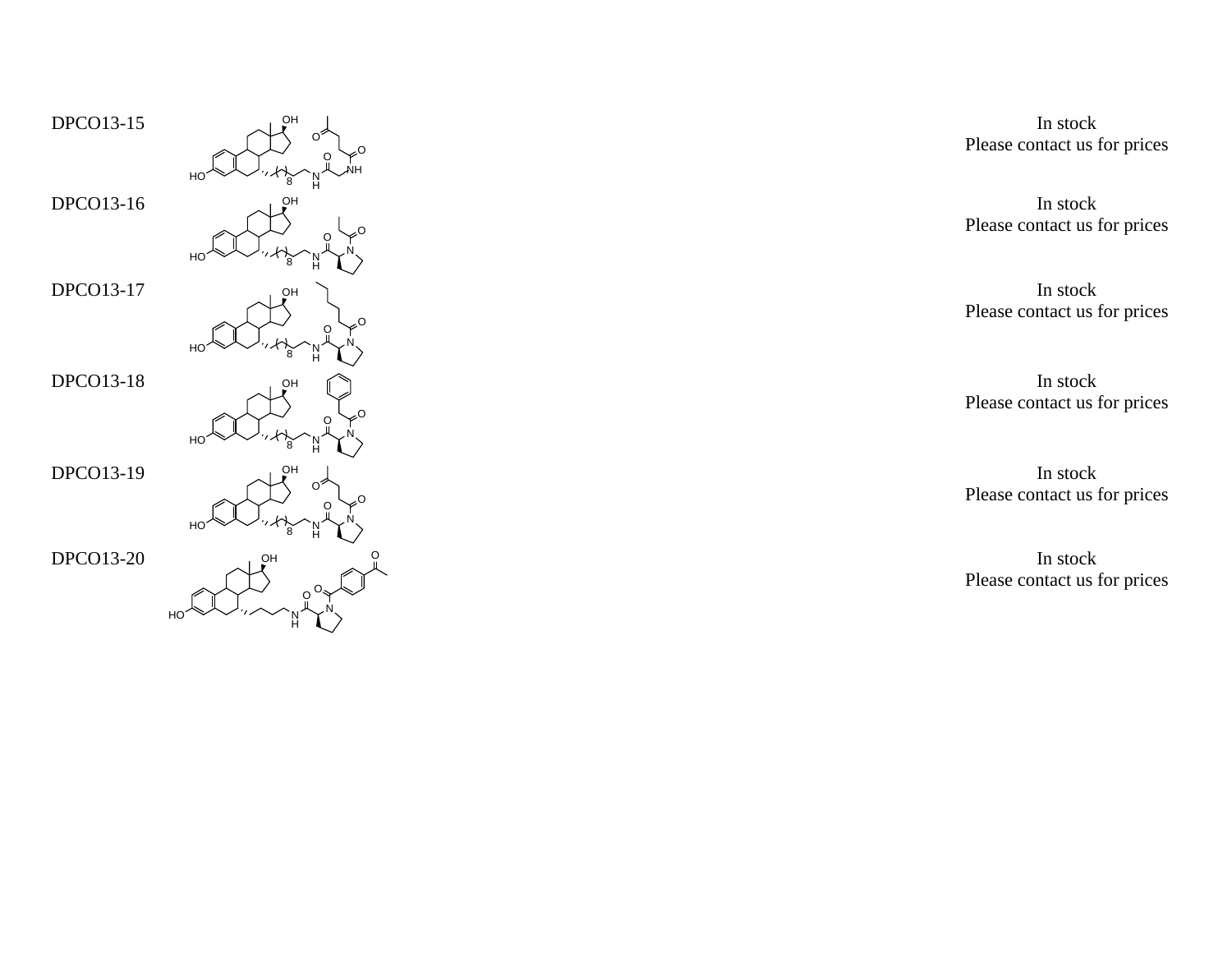| | | |
|---|---|---|
| DPCO13-15 | | In stock<br>Please contact us for prices |
| DPCO13-16 | | In stock<br>Please contact us for prices |
| DPCO13-17 | | In stock<br>Please contact us for prices |
| DPCO13-18 | | In stock<br>Please contact us for prices |
| DPCO13-19 | | In stock<br>Please contact us for prices |
| DPCO13-20 | | In stock<br>Please contact us for prices |